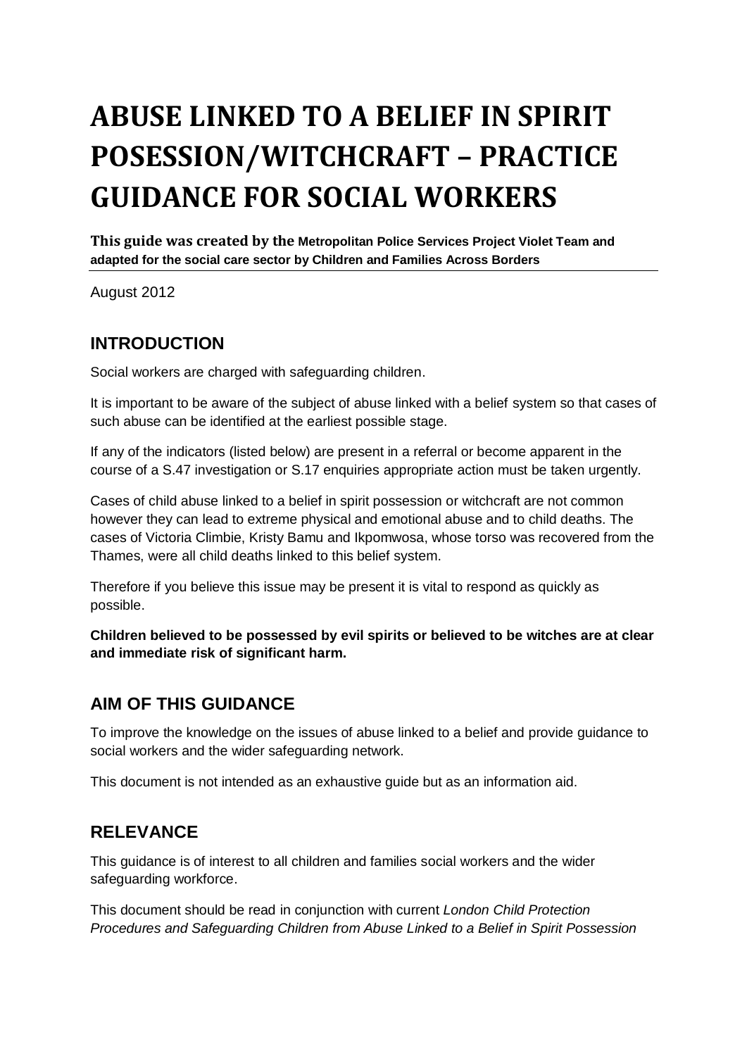# ABUSE LINKED TO A BELIEF IN SPIRIT POSESSION/WITCHCRAFT – PRACTICE GUIDANCE FOR SOCIAL WORKERS

**This guide was created by the Metropolitan Police Services Project Violet Team and adapted for the social care sector by Children and Families Across Borders**

August 2012

## INTRODUCTION

Social workers are charged with safeguarding children.

It is important to be aware of the subject of abuse linked with a belief system so that cases of such abuse can be identified at the earliest possible stage.

If any of the indicators (listed below) are present in a referral or become apparent in the course of a S.47 investigation or S.17 enquiries appropriate action must be taken urgently.

Cases of child abuse linked to a belief in spirit possession or witchcraft are not common however they can lead to extreme physical and emotional abuse and to child deaths. The cases of Victoria Climbie, Kristy Bamu and Ikpomwosa, whose torso was recovered from the Thames, were all child deaths linked to this belief system.

Therefore if you believe this issue may be present it is vital to respond as quickly as possible.

**Children believed to be possessed by evil spirits or believed to be witches are at clear and immediate risk of significant harm.**

## AIM OF THIS GUIDANCE

To improve the knowledge on the issues of abuse linked to a belief and provide guidance to social workers and the wider safeguarding network.

This document is not intended as an exhaustive guide but as an information aid.

## RELEVANCE

This guidance is of interest to all children and families social workers and the wider safeguarding workforce.

This document should be read in conjunction with current *London Child Protection Procedures and Safeguarding Children from Abuse Linked to a Belief in Spirit Possession*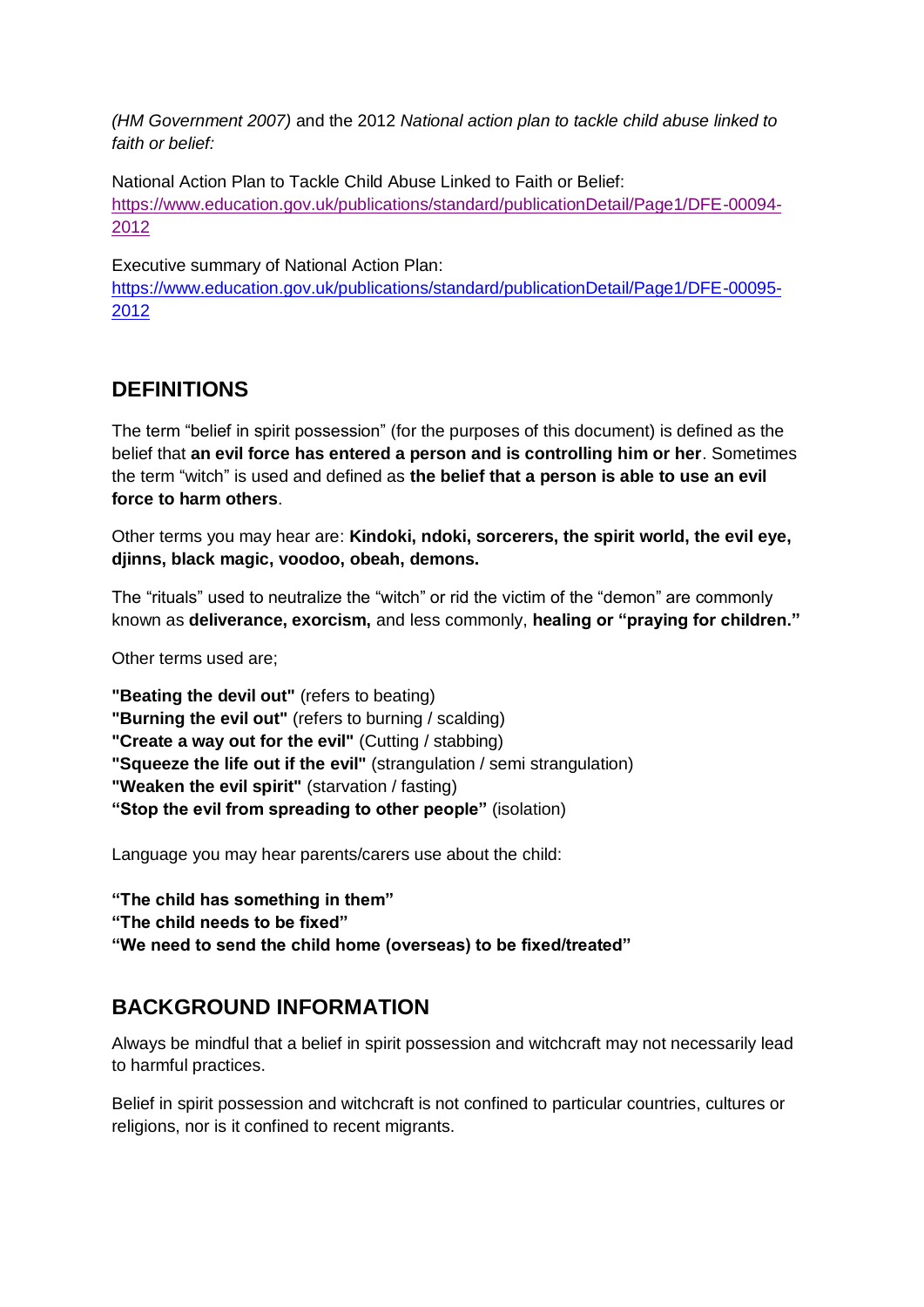*(HM Government 2007)* and the 2012 *National action plan to tackle child abuse linked to faith or belief:*

National Action Plan to Tackle Child Abuse Linked to Faith or Belief:
[https://www.education.gov.uk/publications/standard/publicationDetail/Page1/DFE-00094-2012](https://www.education.gov.uk/publications/standard/publicationDetail/Page1/DFE-00094-2012)

Executive summary of National Action Plan:
[https://www.education.gov.uk/publications/standard/publicationDetail/Page1/DFE-00095-2012](https://www.education.gov.uk/publications/standard/publicationDetail/Page1/DFE-00095-2012)

## DEFINITIONS

The term "belief in spirit possession" (for the purposes of this document) is defined as the belief that **an evil force has entered a person and is controlling him or her**. Sometimes the term "witch" is used and defined as **the belief that a person is able to use an evil force to harm others**.

Other terms you may hear are: **Kindoki, ndoki, sorcerers, the spirit world, the evil eye, djinns, black magic, voodoo, obeah, demons.**

The "rituals" used to neutralize the "witch" or rid the victim of the "demon" are commonly known as **deliverance, exorcism,** and less commonly, **healing or "praying for children."**

Other terms used are;

**"Beating the devil out"** (refers to beating)
**"Burning the evil out"** (refers to burning / scalding)
**"Create a way out for the evil"** (Cutting / stabbing)
**"Squeeze the life out if the evil"** (strangulation / semi strangulation)
**"Weaken the evil spirit"** (starvation / fasting)
**"Stop the evil from spreading to other people"** (isolation)

Language you may hear parents/carers use about the child:

**"The child has something in them"**
**"The child needs to be fixed"**
**"We need to send the child home (overseas) to be fixed/treated"**

## BACKGROUND INFORMATION

Always be mindful that a belief in spirit possession and witchcraft may not necessarily lead to harmful practices.

Belief in spirit possession and witchcraft is not confined to particular countries, cultures or religions, nor is it confined to recent migrants.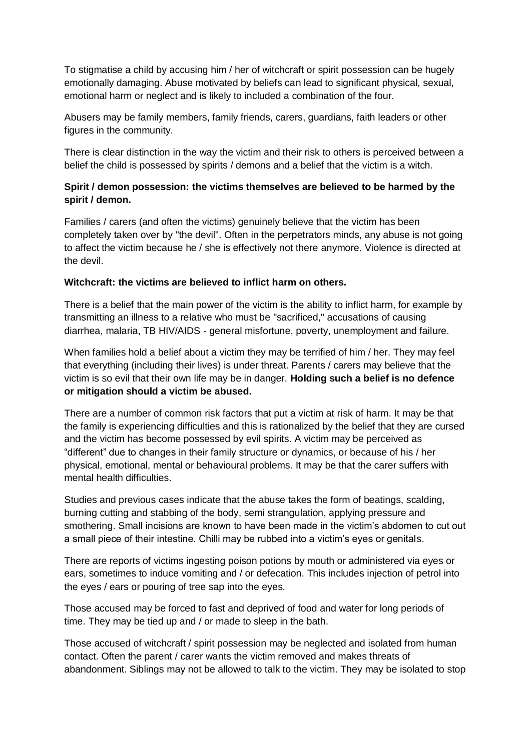To stigmatise a child by accusing him / her of witchcraft or spirit possession can be hugely emotionally damaging. Abuse motivated by beliefs can lead to significant physical, sexual, emotional harm or neglect and is likely to included a combination of the four.

Abusers may be family members, family friends, carers, guardians, faith leaders or other figures in the community.

There is clear distinction in the way the victim and their risk to others is perceived between a belief the child is possessed by spirits / demons and a belief that the victim is a witch.

**Spirit / demon possession: the victims themselves are believed to be harmed by the spirit / demon.**

Families / carers (and often the victims) genuinely believe that the victim has been completely taken over by "the devil". Often in the perpetrators minds, any abuse is not going to affect the victim because he / she is effectively not there anymore. Violence is directed at the devil.

**Witchcraft: the victims are believed to inflict harm on others.**

There is a belief that the main power of the victim is the ability to inflict harm, for example by transmitting an illness to a relative who must be "sacrificed," accusations of causing diarrhea, malaria, TB HIV/AIDS - general misfortune, poverty, unemployment and failure.

When families hold a belief about a victim they may be terrified of him / her. They may feel that everything (including their lives) is under threat. Parents / carers may believe that the victim is so evil that their own life may be in danger. **Holding such a belief is no defence or mitigation should a victim be abused.**

There are a number of common risk factors that put a victim at risk of harm. It may be that the family is experiencing difficulties and this is rationalized by the belief that they are cursed and the victim has become possessed by evil spirits. A victim may be perceived as "different" due to changes in their family structure or dynamics, or because of his / her physical, emotional, mental or behavioural problems. It may be that the carer suffers with mental health difficulties.

Studies and previous cases indicate that the abuse takes the form of beatings, scalding, burning cutting and stabbing of the body, semi strangulation, applying pressure and smothering. Small incisions are known to have been made in the victim's abdomen to cut out a small piece of their intestine. Chilli may be rubbed into a victim's eyes or genitals.

There are reports of victims ingesting poison potions by mouth or administered via eyes or ears, sometimes to induce vomiting and / or defecation. This includes injection of petrol into the eyes / ears or pouring of tree sap into the eyes.

Those accused may be forced to fast and deprived of food and water for long periods of time. They may be tied up and / or made to sleep in the bath.

Those accused of witchcraft / spirit possession may be neglected and isolated from human contact. Often the parent / carer wants the victim removed and makes threats of abandonment. Siblings may not be allowed to talk to the victim. They may be isolated to stop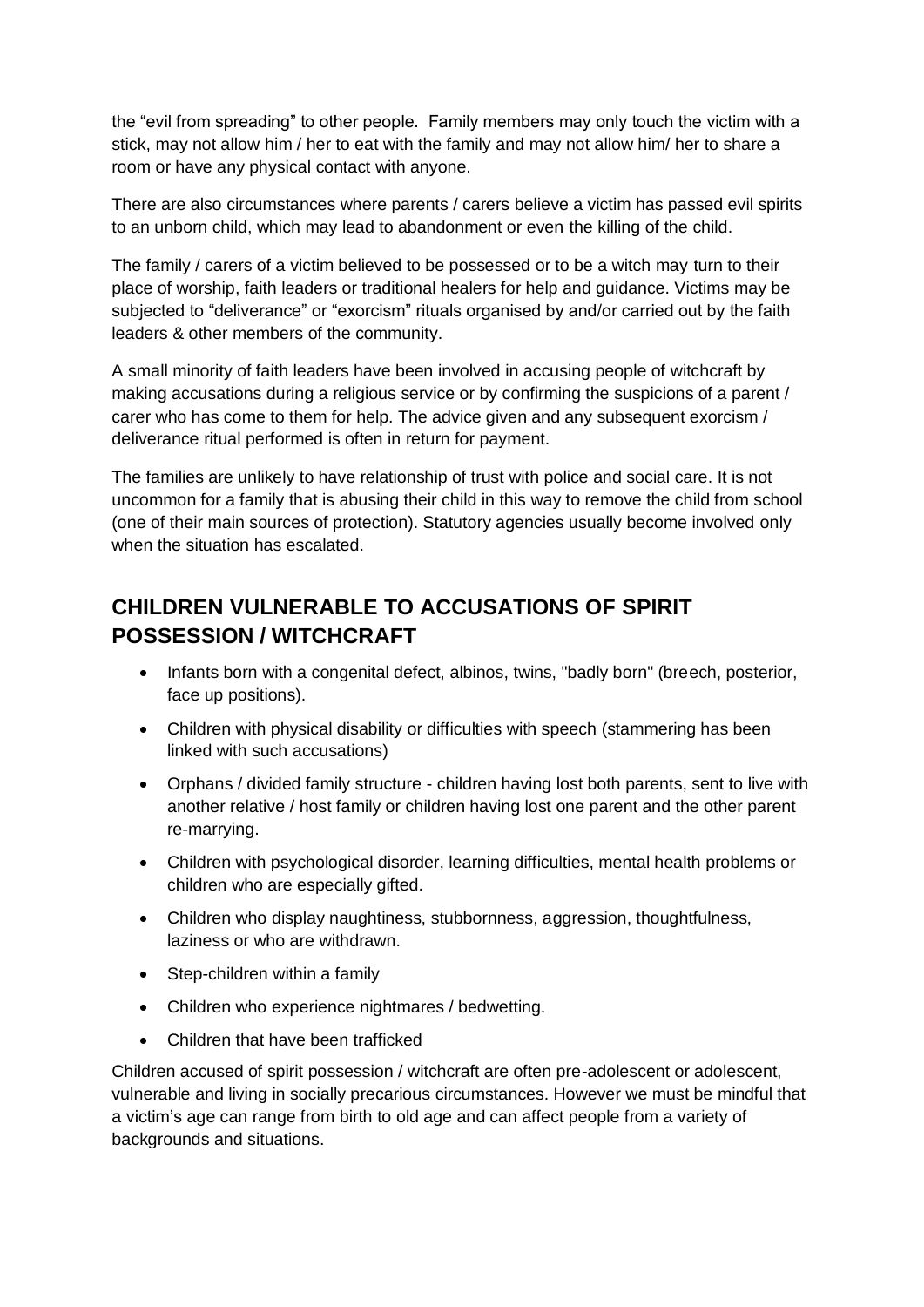the "evil from spreading" to other people. Family members may only touch the victim with a stick, may not allow him / her to eat with the family and may not allow him/ her to share a room or have any physical contact with anyone.

There are also circumstances where parents / carers believe a victim has passed evil spirits to an unborn child, which may lead to abandonment or even the killing of the child.

The family / carers of a victim believed to be possessed or to be a witch may turn to their place of worship, faith leaders or traditional healers for help and guidance. Victims may be subjected to "deliverance" or "exorcism" rituals organised by and/or carried out by the faith leaders & other members of the community.

A small minority of faith leaders have been involved in accusing people of witchcraft by making accusations during a religious service or by confirming the suspicions of a parent / carer who has come to them for help. The advice given and any subsequent exorcism / deliverance ritual performed is often in return for payment.

The families are unlikely to have relationship of trust with police and social care. It is not uncommon for a family that is abusing their child in this way to remove the child from school (one of their main sources of protection). Statutory agencies usually become involved only when the situation has escalated.

## CHILDREN VULNERABLE TO ACCUSATIONS OF SPIRIT POSSESSION / WITCHCRAFT

- Infants born with a congenital defect, albinos, twins, "badly born" (breech, posterior, face up positions).
- Children with physical disability or difficulties with speech (stammering has been linked with such accusations)
- Orphans / divided family structure - children having lost both parents, sent to live with another relative / host family or children having lost one parent and the other parent re-marrying.
- Children with psychological disorder, learning difficulties, mental health problems or children who are especially gifted.
- Children who display naughtiness, stubbornness, aggression, thoughtfulness, laziness or who are withdrawn.
- Step-children within a family
- Children who experience nightmares / bedwetting.
- Children that have been trafficked

Children accused of spirit possession / witchcraft are often pre-adolescent or adolescent, vulnerable and living in socially precarious circumstances. However we must be mindful that a victim's age can range from birth to old age and can affect people from a variety of backgrounds and situations.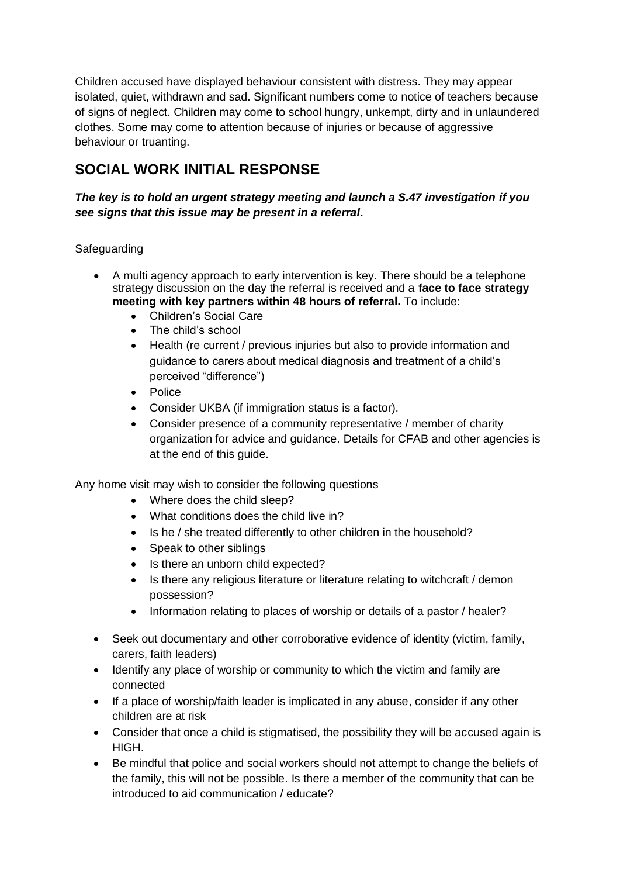Children accused have displayed behaviour consistent with distress. They may appear isolated, quiet, withdrawn and sad. Significant numbers come to notice of teachers because of signs of neglect. Children may come to school hungry, unkempt, dirty and in unlaundered clothes. Some may come to attention because of injuries or because of aggressive behaviour or truanting.

## SOCIAL WORK INITIAL RESPONSE

***The key is to hold an urgent strategy meeting and launch a S.47 investigation if you see signs that this issue may be present in a referral.***

Safeguarding

- A multi agency approach to early intervention is key. There should be a telephone strategy discussion on the day the referral is received and a **face to face strategy meeting with key partners within 48 hours of referral.** To include:
  - Children's Social Care
  - The child's school
  - Health (re current / previous injuries but also to provide information and guidance to carers about medical diagnosis and treatment of a child's perceived "difference")
  - Police
  - Consider UKBA (if immigration status is a factor).
  - Consider presence of a community representative / member of charity organization for advice and guidance. Details for CFAB and other agencies is at the end of this guide.

Any home visit may wish to consider the following questions

- Where does the child sleep?
- What conditions does the child live in?
- Is he / she treated differently to other children in the household?
- Speak to other siblings
- Is there an unborn child expected?
- Is there any religious literature or literature relating to witchcraft / demon possession?
- Information relating to places of worship or details of a pastor / healer?

- Seek out documentary and other corroborative evidence of identity (victim, family, carers, faith leaders)
- Identify any place of worship or community to which the victim and family are connected
- If a place of worship/faith leader is implicated in any abuse, consider if any other children are at risk
- Consider that once a child is stigmatised, the possibility they will be accused again is HIGH.
- Be mindful that police and social workers should not attempt to change the beliefs of the family, this will not be possible. Is there a member of the community that can be introduced to aid communication / educate?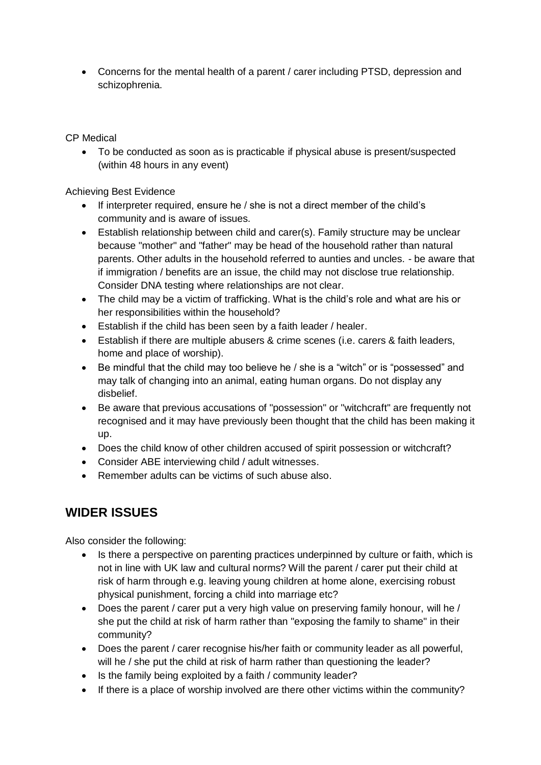- Concerns for the mental health of a parent / carer including PTSD, depression and schizophrenia.

CP Medical

- To be conducted as soon as is practicable if physical abuse is present/suspected (within 48 hours in any event)

Achieving Best Evidence

- If interpreter required, ensure he / she is not a direct member of the child's community and is aware of issues.
- Establish relationship between child and carer(s). Family structure may be unclear because "mother" and "father" may be head of the household rather than natural parents. Other adults in the household referred to aunties and uncles. - be aware that if immigration / benefits are an issue, the child may not disclose true relationship. Consider DNA testing where relationships are not clear.
- The child may be a victim of trafficking. What is the child's role and what are his or her responsibilities within the household?
- Establish if the child has been seen by a faith leader / healer.
- Establish if there are multiple abusers & crime scenes (i.e. carers & faith leaders, home and place of worship).
- Be mindful that the child may too believe he / she is a "witch" or is "possessed" and may talk of changing into an animal, eating human organs. Do not display any disbelief.
- Be aware that previous accusations of "possession" or "witchcraft" are frequently not recognised and it may have previously been thought that the child has been making it up.
- Does the child know of other children accused of spirit possession or witchcraft?
- Consider ABE interviewing child / adult witnesses.
- Remember adults can be victims of such abuse also.

## WIDER ISSUES

Also consider the following:

- Is there a perspective on parenting practices underpinned by culture or faith, which is not in line with UK law and cultural norms? Will the parent / carer put their child at risk of harm through e.g. leaving young children at home alone, exercising robust physical punishment, forcing a child into marriage etc?
- Does the parent / carer put a very high value on preserving family honour, will he / she put the child at risk of harm rather than "exposing the family to shame" in their community?
- Does the parent / carer recognise his/her faith or community leader as all powerful, will he / she put the child at risk of harm rather than questioning the leader?
- Is the family being exploited by a faith / community leader?
- If there is a place of worship involved are there other victims within the community?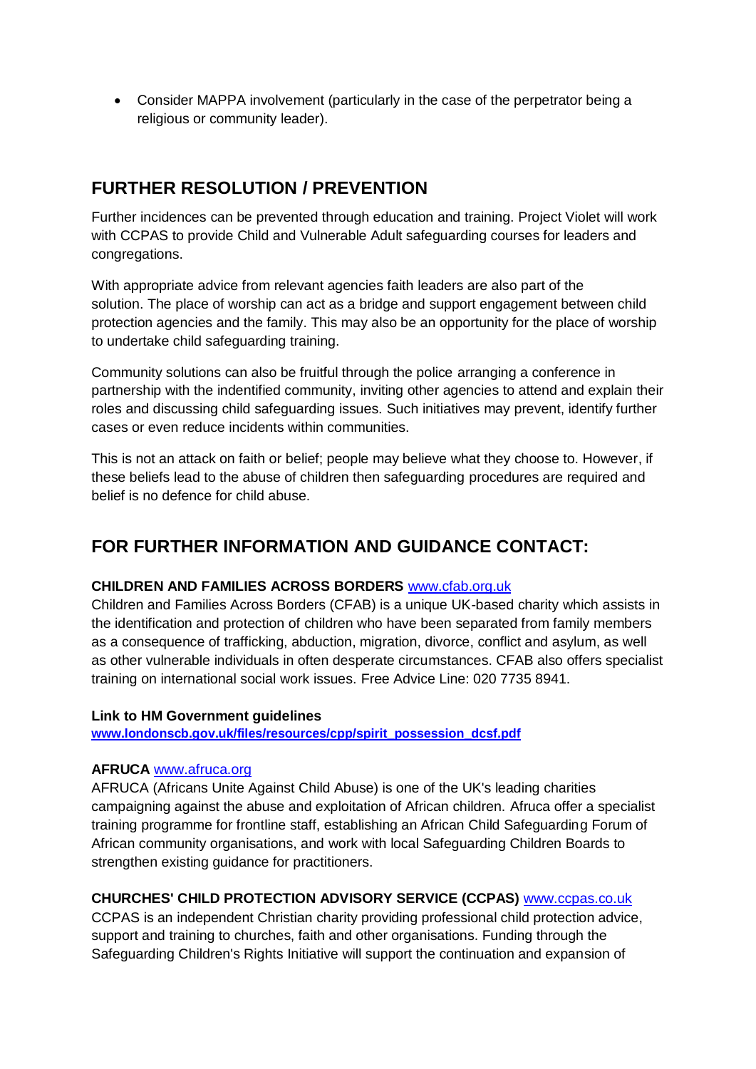- Consider MAPPA involvement (particularly in the case of the perpetrator being a religious or community leader).

## FURTHER RESOLUTION / PREVENTION

Further incidences can be prevented through education and training. Project Violet will work with CCPAS to provide Child and Vulnerable Adult safeguarding courses for leaders and congregations.

With appropriate advice from relevant agencies faith leaders are also part of the solution. The place of worship can act as a bridge and support engagement between child protection agencies and the family. This may also be an opportunity for the place of worship to undertake child safeguarding training.

Community solutions can also be fruitful through the police arranging a conference in partnership with the indentified community, inviting other agencies to attend and explain their roles and discussing child safeguarding issues. Such initiatives may prevent, identify further cases or even reduce incidents within communities.

This is not an attack on faith or belief; people may believe what they choose to. However, if these beliefs lead to the abuse of children then safeguarding procedures are required and belief is no defence for child abuse.

## FOR FURTHER INFORMATION AND GUIDANCE CONTACT:

**CHILDREN AND FAMILIES ACROSS BORDERS** www.cfab.org.uk
Children and Families Across Borders (CFAB) is a unique UK-based charity which assists in the identification and protection of children who have been separated from family members as a consequence of trafficking, abduction, migration, divorce, conflict and asylum, as well as other vulnerable individuals in often desperate circumstances. CFAB also offers specialist training on international social work issues. Free Advice Line: 020 7735 8941.

**Link to HM Government guidelines**
**www.londonscb.gov.uk/files/resources/cpp/spirit_possession_dcsf.pdf**

**AFRUCA** www.afruca.org
AFRUCA (Africans Unite Against Child Abuse) is one of the UK's leading charities campaigning against the abuse and exploitation of African children. Afruca offer a specialist training programme for frontline staff, establishing an African Child Safeguarding Forum of African community organisations, and work with local Safeguarding Children Boards to strengthen existing guidance for practitioners.

**CHURCHES' CHILD PROTECTION ADVISORY SERVICE (CCPAS)** www.ccpas.co.uk
CCPAS is an independent Christian charity providing professional child protection advice, support and training to churches, faith and other organisations. Funding through the Safeguarding Children's Rights Initiative will support the continuation and expansion of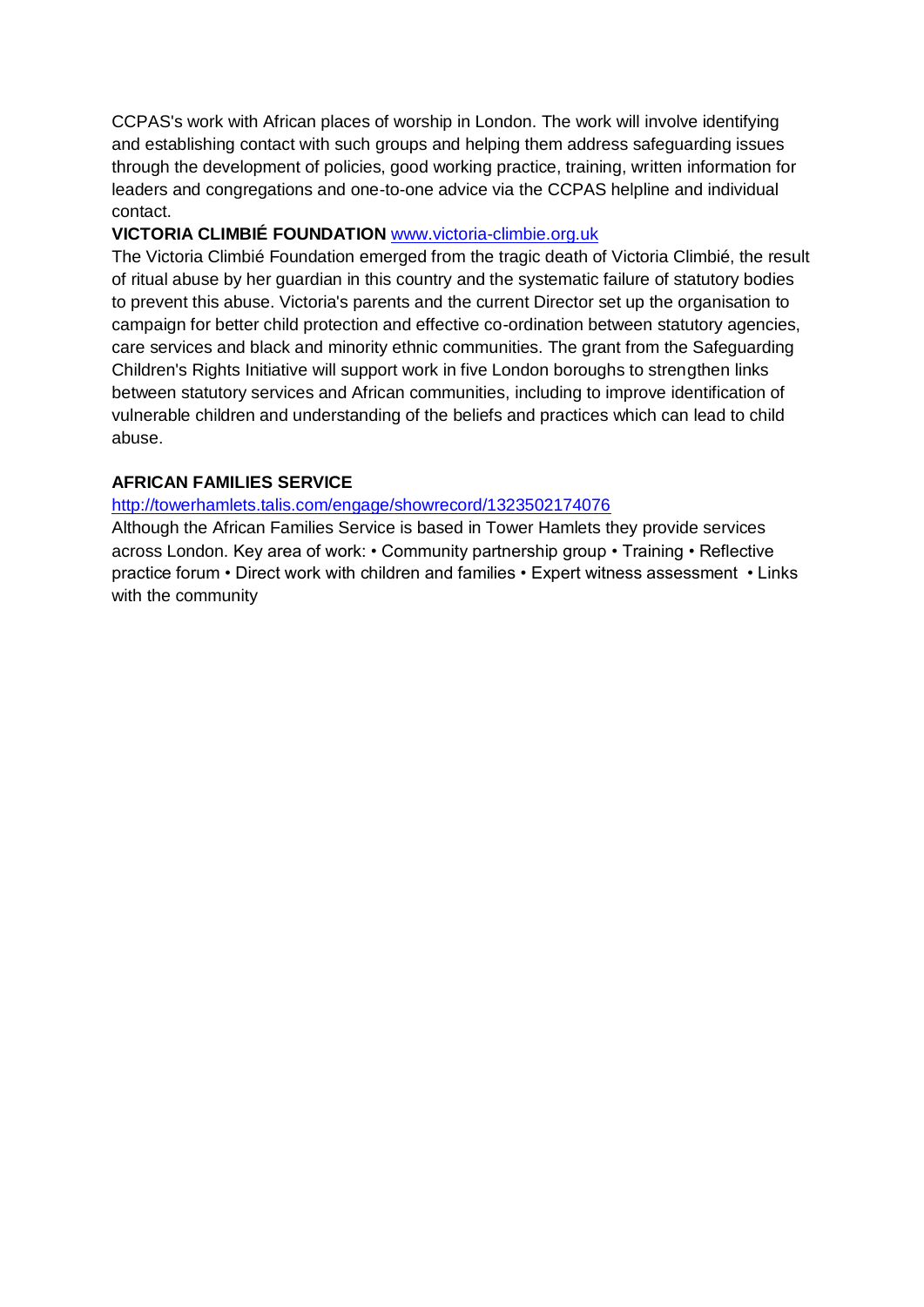CCPAS's work with African places of worship in London. The work will involve identifying and establishing contact with such groups and helping them address safeguarding issues through the development of policies, good working practice, training, written information for leaders and congregations and one-to-one advice via the CCPAS helpline and individual contact.

**VICTORIA CLIMBIÉ FOUNDATION** [www.victoria-climbie.org.uk](http://www.victoria-climbie.org.uk)

The Victoria Climbié Foundation emerged from the tragic death of Victoria Climbié, the result of ritual abuse by her guardian in this country and the systematic failure of statutory bodies to prevent this abuse. Victoria's parents and the current Director set up the organisation to campaign for better child protection and effective co-ordination between statutory agencies, care services and black and minority ethnic communities. The grant from the Safeguarding Children's Rights Initiative will support work in five London boroughs to strengthen links between statutory services and African communities, including to improve identification of vulnerable children and understanding of the beliefs and practices which can lead to child abuse.

**AFRICAN FAMILIES SERVICE**

[http://towerhamlets.talis.com/engage/showrecord/1323502174076](http://towerhamlets.talis.com/engage/showrecord/1323502174076)

Although the African Families Service is based in Tower Hamlets they provide services across London. Key area of work: • Community partnership group • Training • Reflective practice forum • Direct work with children and families • Expert witness assessment • Links with the community